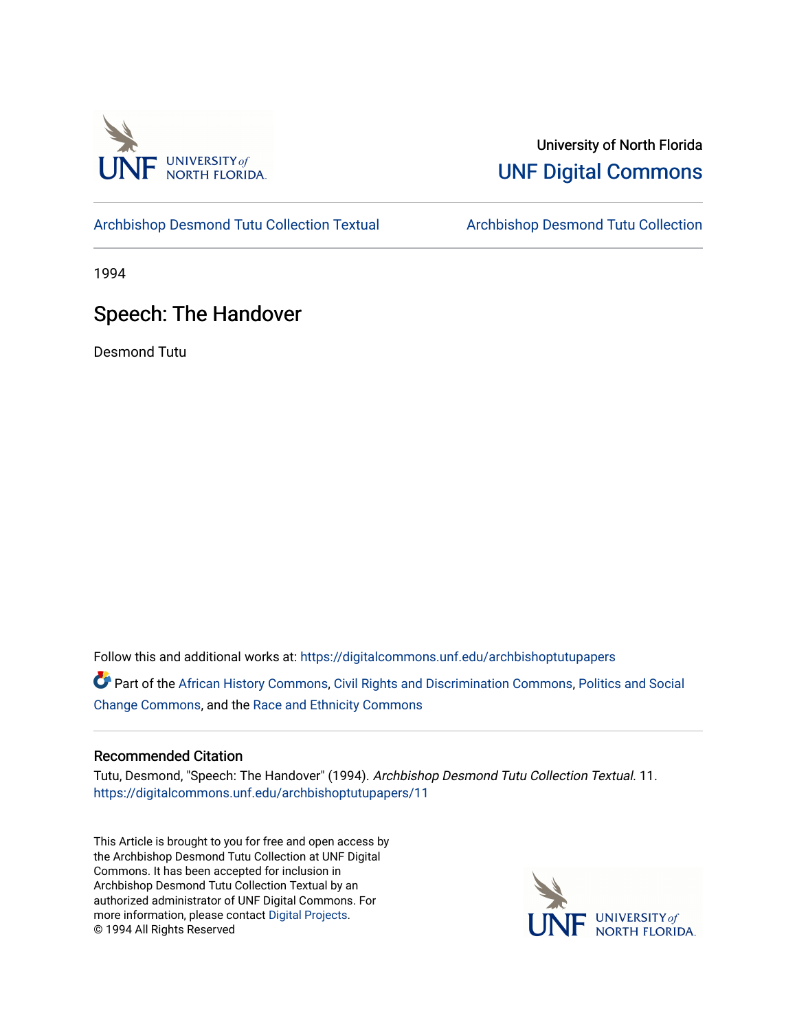University of North Florida

UNF Digital Commons

Archbishop Desmond Tutu Collection Textual | Archbishop Desmond Tutu Collection

1994

# Speech: The Handover

Desmond Tutu

Follow this and additional works at: https://digitalcommons.unf.edu/archbishoptutupapers

Part of the African History Commons, Civil Rights and Discrimination Commons, Politics and Social Change Commons, and the Race and Ethnicity Commons

## Recommended Citation

Tutu, Desmond, "Speech: The Handover" (1994). *Archbishop Desmond Tutu Collection Textual*. 11.
https://digitalcommons.unf.edu/archbishoptutupapers/11

This Article is brought to you for free and open access by the Archbishop Desmond Tutu Collection at UNF Digital Commons. It has been accepted for inclusion in Archbishop Desmond Tutu Collection Textual by an authorized administrator of UNF Digital Commons. For more information, please contact Digital Projects.
© 1994 All Rights Reserved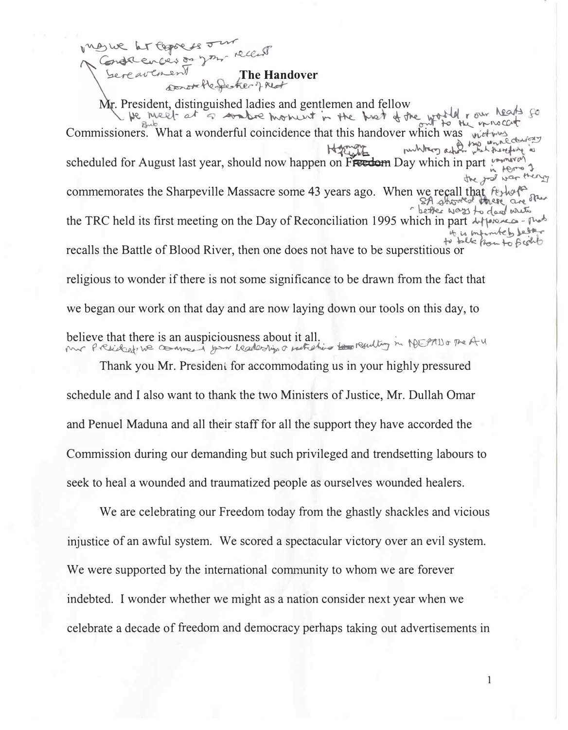# The Handover

Mr. President, distinguished ladies and gentlemen and fellow Commissioners. What a wonderful coincidence that this handover which was scheduled for August last year, should now happen on Freedom Day which in part commemorates the Sharpeville Massacre some 43 years ago. When we recall that the TRC held its first meeting on the Day of Reconciliation 1995 which in part recalls the Battle of Blood River, then one does not have to be superstitious or religious to wonder if there is not some significance to be drawn from the fact that we began our work on that day and are now laying down our tools on this day, to believe that there is an auspiciousness about it all.

Thank you Mr. President for accommodating us in your highly pressured schedule and I also want to thank the two Ministers of Justice, Mr. Dullah Omar and Penuel Maduna and all their staff for all the support they have accorded the Commission during our demanding but such privileged and trendsetting labours to seek to heal a wounded and traumatized people as ourselves wounded healers.

We are celebrating our Freedom today from the ghastly shackles and vicious injustice of an awful system. We scored a spectacular victory over an evil system. We were supported by the international community to whom we are forever indebted. I wonder whether we might as a nation consider next year when we celebrate a decade of freedom and democracy perhaps taking out advertisements in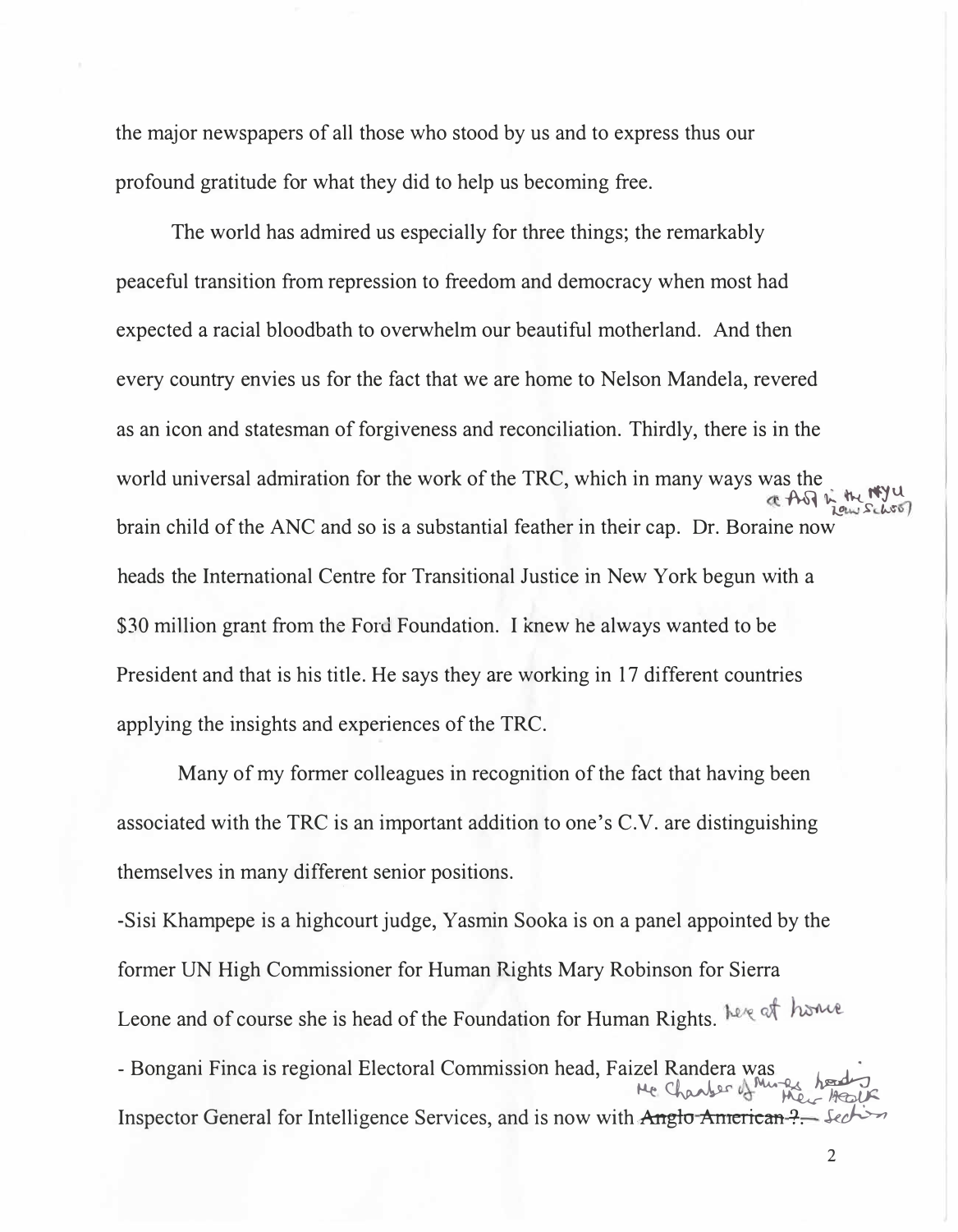the major newspapers of all those who stood by us and to express thus our profound gratitude for what they did to help us becoming free.

The world has admired us especially for three things; the remarkably peaceful transition from repression to freedom and democracy when most had expected a racial bloodbath to overwhelm our beautiful motherland. And then every country envies us for the fact that we are home to Nelson Mandela, revered as an icon and statesman of forgiveness and reconciliation. Thirdly, there is in the world universal admiration for the work of the TRC, which in many ways was the brain child of the ANC and so is a substantial feather in their cap. Dr. Boraine now heads the International Centre for Transitional Justice in New York begun with a $30 million grant from the Ford Foundation. I knew he always wanted to be President and that is his title. He says they are working in 17 different countries applying the insights and experiences of the TRC.

Many of my former colleagues in recognition of the fact that having been associated with the TRC is an important addition to one's C.V. are distinguishing themselves in many different senior positions.

-Sisi Khampepe is a highcourt judge, Yasmin Sooka is on a panel appointed by the former UN High Commissioner for Human Rights Mary Robinson for Sierra Leone and of course she is head of the Foundation for Human Rights. here at home

- Bongani Finca is regional Electoral Commission head, Faizel Randera was Inspector General for Intelligence Services, and is now with ~~Anglo American ?~~ the Chamber of Mines heading their Health section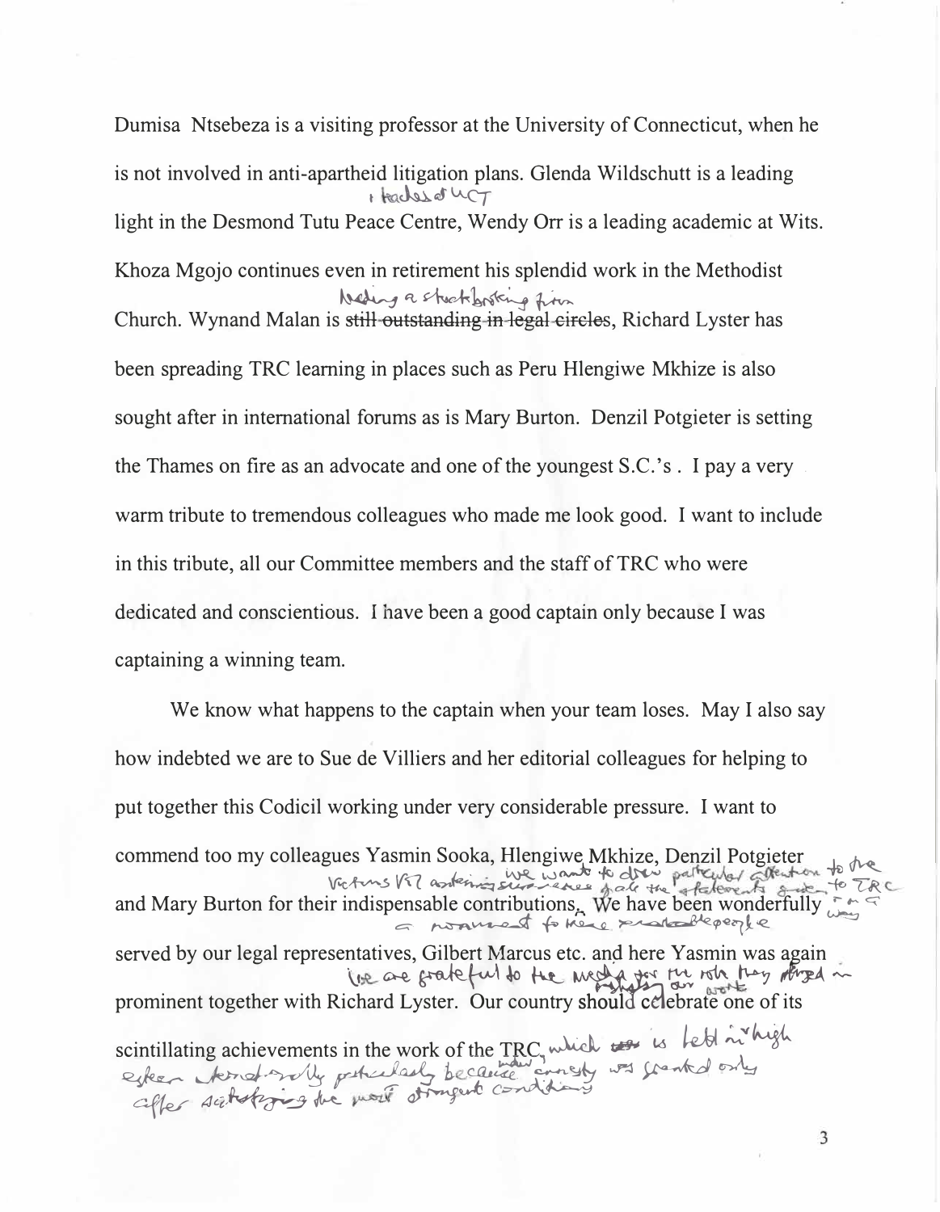Dumisa Ntsebeza is a visiting professor at the University of Connecticut, when he is not involved in anti-apartheid litigation plans. Glenda Wildschutt is a leading light in the Desmond Tutu Peace Centre, + teaches at UCT Wendy Orr is a leading academic at Wits. Khoza Mgojo continues even in retirement his splendid work in the Methodist Church. Wynand Malan is ~~still outstanding in legal circles~~ heading a stockbroking firm, Richard Lyster has been spreading TRC learning in places such as Peru Hlengiwe Mkhize is also sought after in international forums as is Mary Burton. Denzil Potgieter is setting the Thames on fire as an advocate and one of the youngest S.C.'s . I pay a very warm tribute to tremendous colleagues who made me look good. I want to include in this tribute, all our Committee members and the staff of TRC who were dedicated and conscientious. I have been a good captain only because I was captaining a winning team.

We know what happens to the captain when your team loses. May I also say how indebted we are to Sue de Villiers and her editorial colleagues for helping to put together this Codicil working under very considerable pressure. I want to commend too my colleagues Yasmin Sooka, Hlengiwe Mkhize, Denzil Potgieter and Mary Burton for their indispensable contributions. We want to draw particular attention to the victims [?] ... the statements given to TRC in a way a monument to these remarkable people. We have been wonderfully served by our legal representatives, Gilbert Marcus etc. and here Yasmin was again prominent together with Richard Lyster. We are grateful to the media for the role they played in highlighting our work. Our country should celebrate one of its scintillating achievements in the work of the TRC, which is held in high esteem internationally particularly because amnesty was granted only after satisfying the most stringent conditions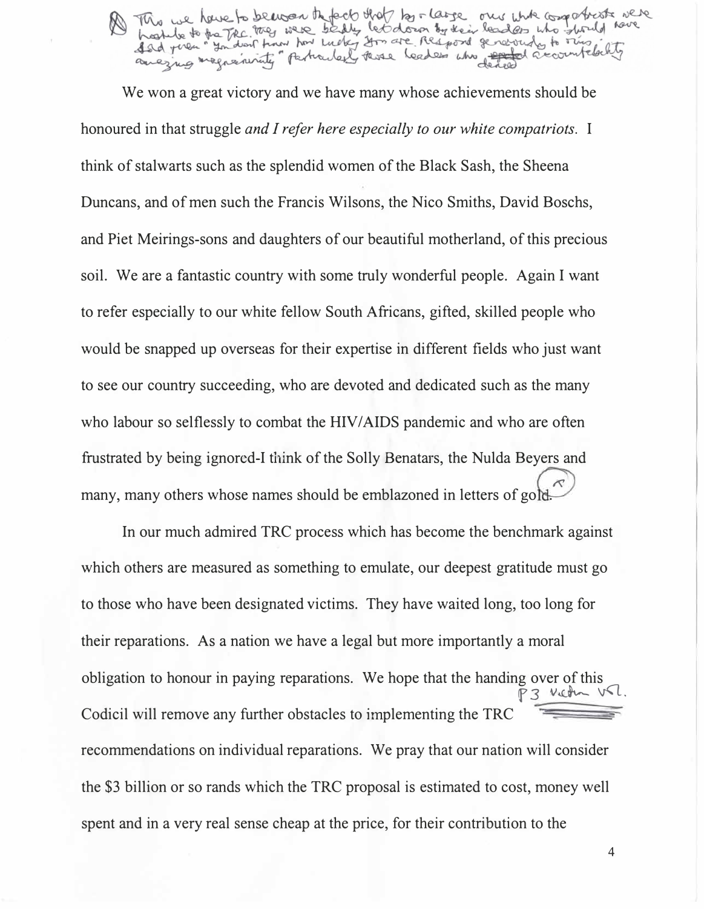(A) This we have to bear in the fact that by & large our white compatriots were hostile to the TRC. They were badly let down by their leaders who should have said "You don't know how lucky you are. Respond generously to this amazing magnanimity" Particularly those leaders who denied accountability

We won a great victory and we have many whose achievements should be honoured in that struggle *and I refer here especially to our white compatriots.* I think of stalwarts such as the splendid women of the Black Sash, the Sheena Duncans, and of men such the Francis Wilsons, the Nico Smiths, David Boschs, and Piet Meirings-sons and daughters of our beautiful motherland, of this precious soil. We are a fantastic country with some truly wonderful people. Again I want to refer especially to our white fellow South Africans, gifted, skilled people who would be snapped up overseas for their expertise in different fields who just want to see our country succeeding, who are devoted and dedicated such as the many who labour so selflessly to combat the HIV/AIDS pandemic and who are often frustrated by being ignored-I think of the Solly Benatars, the Nulda Beyers and many, many others whose names should be emblazoned in letters of gold. (A)

In our much admired TRC process which has become the benchmark against which others are measured as something to emulate, our deepest gratitude must go to those who have been designated victims. They have waited long, too long for their reparations. As a nation we have a legal but more importantly a moral obligation to honour in paying reparations. We hope that the handing over of this Codicil will remove any further obstacles to implementing the TRC recommendations on individual reparations. We pray that our nation will consider the $3 billion or so rands which the TRC proposal is estimated to cost, money well spent and in a very real sense cheap at the price, for their contribution to the

P3 Victim Vol.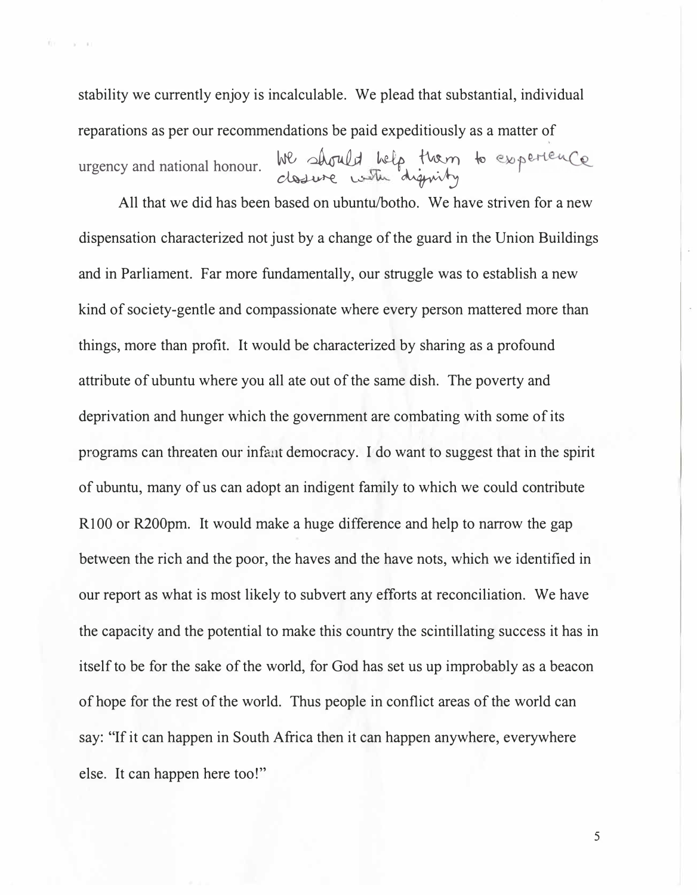stability we currently enjoy is incalculable. We plead that substantial, individual reparations as per our recommendations be paid expeditiously as a matter of urgency and national honour. We should help them to experience closure with dignity

All that we did has been based on ubuntu/botho. We have striven for a new dispensation characterized not just by a change of the guard in the Union Buildings and in Parliament. Far more fundamentally, our struggle was to establish a new kind of society-gentle and compassionate where every person mattered more than things, more than profit. It would be characterized by sharing as a profound attribute of ubuntu where you all ate out of the same dish. The poverty and deprivation and hunger which the government are combating with some of its programs can threaten our infant democracy. I do want to suggest that in the spirit of ubuntu, many of us can adopt an indigent family to which we could contribute R100 or R200pm. It would make a huge difference and help to narrow the gap between the rich and the poor, the haves and the have nots, which we identified in our report as what is most likely to subvert any efforts at reconciliation. We have the capacity and the potential to make this country the scintillating success it has in itself to be for the sake of the world, for God has set us up improbably as a beacon of hope for the rest of the world. Thus people in conflict areas of the world can say: "If it can happen in South Africa then it can happen anywhere, everywhere else. It can happen here too!"